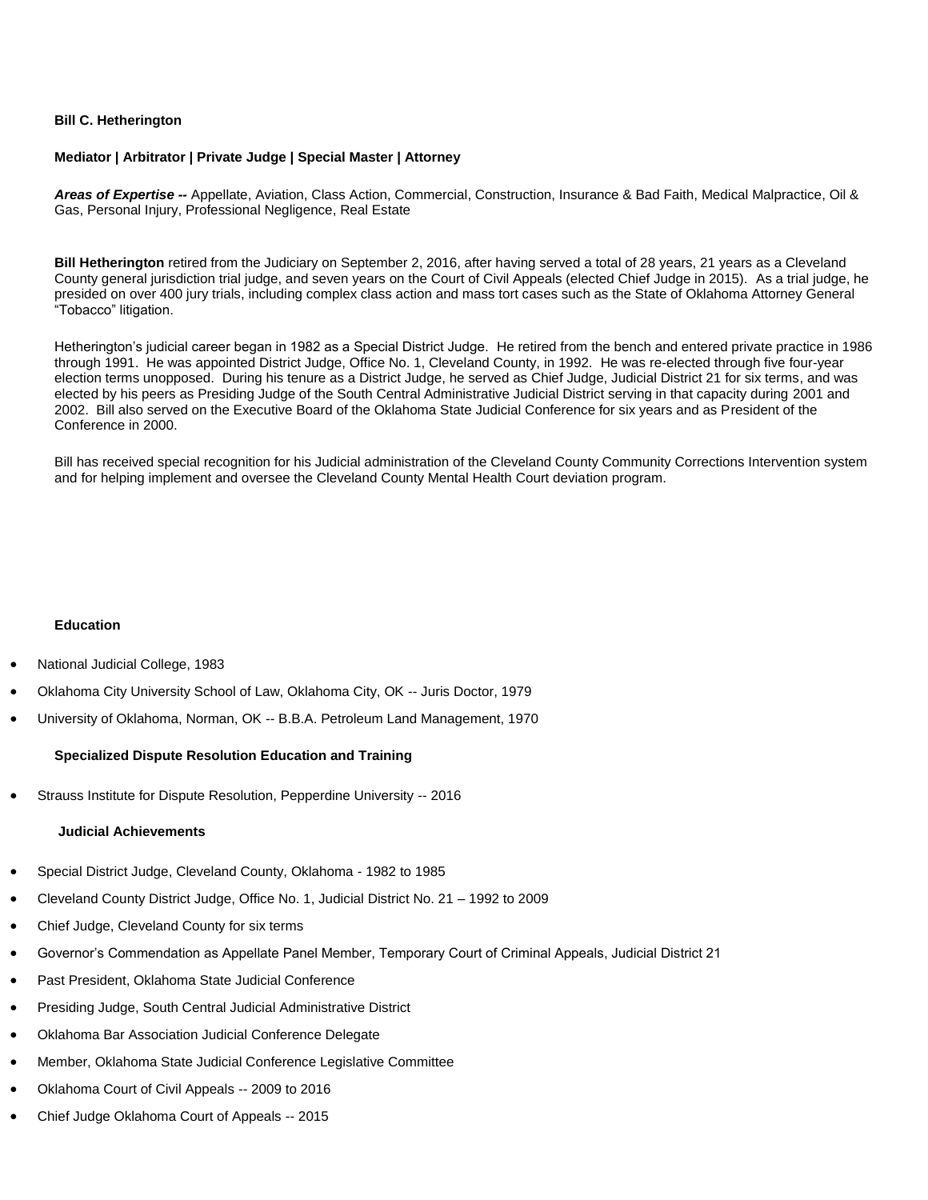**Bill C. Hetherington**

**Mediator | Arbitrator | Private Judge | Special Master | Attorney**

***Areas of Expertise --*** Appellate, Aviation, Class Action, Commercial, Construction, Insurance & Bad Faith, Medical Malpractice, Oil & Gas, Personal Injury, Professional Negligence, Real Estate

**Bill Hetherington** retired from the Judiciary on September 2, 2016, after having served a total of 28 years, 21 years as a Cleveland County general jurisdiction trial judge, and seven years on the Court of Civil Appeals (elected Chief Judge in 2015). As a trial judge, he presided on over 400 jury trials, including complex class action and mass tort cases such as the State of Oklahoma Attorney General "Tobacco" litigation.

Hetherington's judicial career began in 1982 as a Special District Judge. He retired from the bench and entered private practice in 1986 through 1991. He was appointed District Judge, Office No. 1, Cleveland County, in 1992. He was re-elected through five four-year election terms unopposed. During his tenure as a District Judge, he served as Chief Judge, Judicial District 21 for six terms, and was elected by his peers as Presiding Judge of the South Central Administrative Judicial District serving in that capacity during 2001 and 2002. Bill also served on the Executive Board of the Oklahoma State Judicial Conference for six years and as President of the Conference in 2000.

Bill has received special recognition for his Judicial administration of the Cleveland County Community Corrections Intervention system and for helping implement and oversee the Cleveland County Mental Health Court deviation program.

**Education**

- National Judicial College, 1983
- Oklahoma City University School of Law, Oklahoma City, OK -- Juris Doctor, 1979
- University of Oklahoma, Norman, OK -- B.B.A. Petroleum Land Management, 1970

**Specialized Dispute Resolution Education and Training**

- Strauss Institute for Dispute Resolution, Pepperdine University -- 2016

**Judicial Achievements**

- Special District Judge, Cleveland County, Oklahoma - 1982 to 1985
- Cleveland County District Judge, Office No. 1, Judicial District No. 21 – 1992 to 2009
- Chief Judge, Cleveland County for six terms
- Governor's Commendation as Appellate Panel Member, Temporary Court of Criminal Appeals, Judicial District 21
- Past President, Oklahoma State Judicial Conference
- Presiding Judge, South Central Judicial Administrative District
- Oklahoma Bar Association Judicial Conference Delegate
- Member, Oklahoma State Judicial Conference Legislative Committee
- Oklahoma Court of Civil Appeals -- 2009 to 2016
- Chief Judge Oklahoma Court of Appeals -- 2015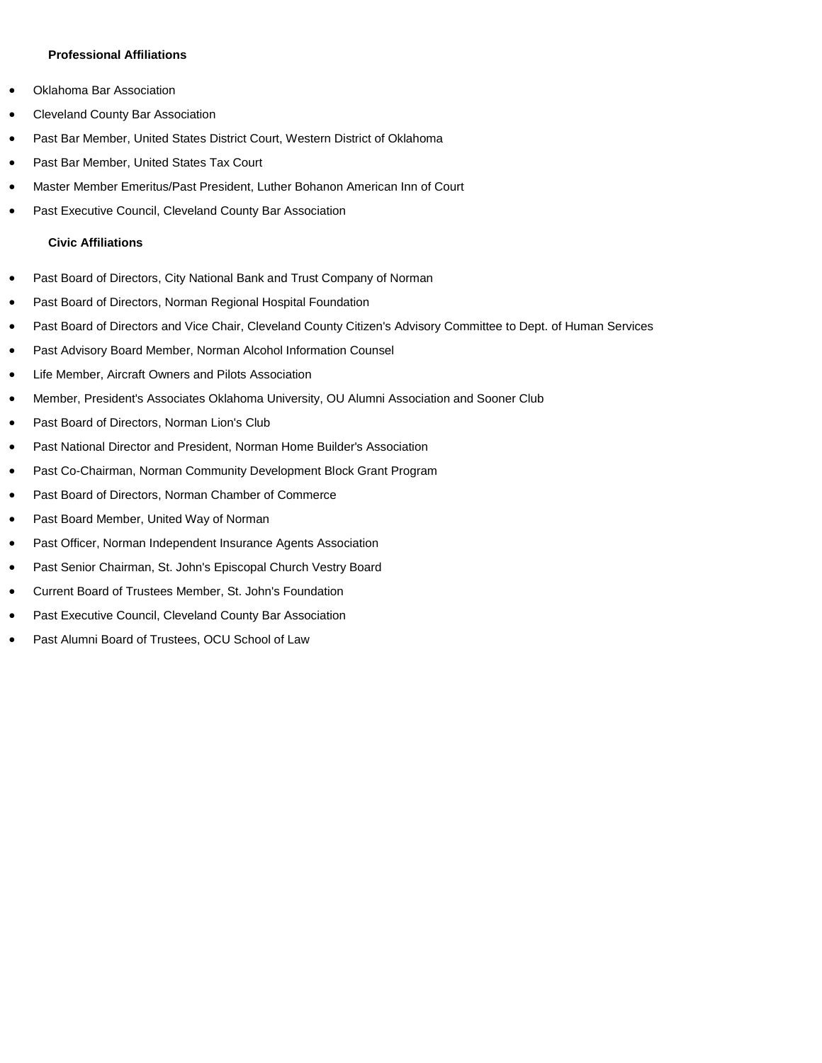**Professional Affiliations**

- Oklahoma Bar Association
- Cleveland County Bar Association
- Past Bar Member, United States District Court, Western District of Oklahoma
- Past Bar Member, United States Tax Court
- Master Member Emeritus/Past President, Luther Bohanon American Inn of Court
- Past Executive Council, Cleveland County Bar Association

**Civic Affiliations**

- Past Board of Directors, City National Bank and Trust Company of Norman
- Past Board of Directors, Norman Regional Hospital Foundation
- Past Board of Directors and Vice Chair, Cleveland County Citizen's Advisory Committee to Dept. of Human Services
- Past Advisory Board Member, Norman Alcohol Information Counsel
- Life Member, Aircraft Owners and Pilots Association
- Member, President's Associates Oklahoma University, OU Alumni Association and Sooner Club
- Past Board of Directors, Norman Lion's Club
- Past National Director and President, Norman Home Builder's Association
- Past Co-Chairman, Norman Community Development Block Grant Program
- Past Board of Directors, Norman Chamber of Commerce
- Past Board Member, United Way of Norman
- Past Officer, Norman Independent Insurance Agents Association
- Past Senior Chairman, St. John's Episcopal Church Vestry Board
- Current Board of Trustees Member, St. John's Foundation
- Past Executive Council, Cleveland County Bar Association
- Past Alumni Board of Trustees, OCU School of Law